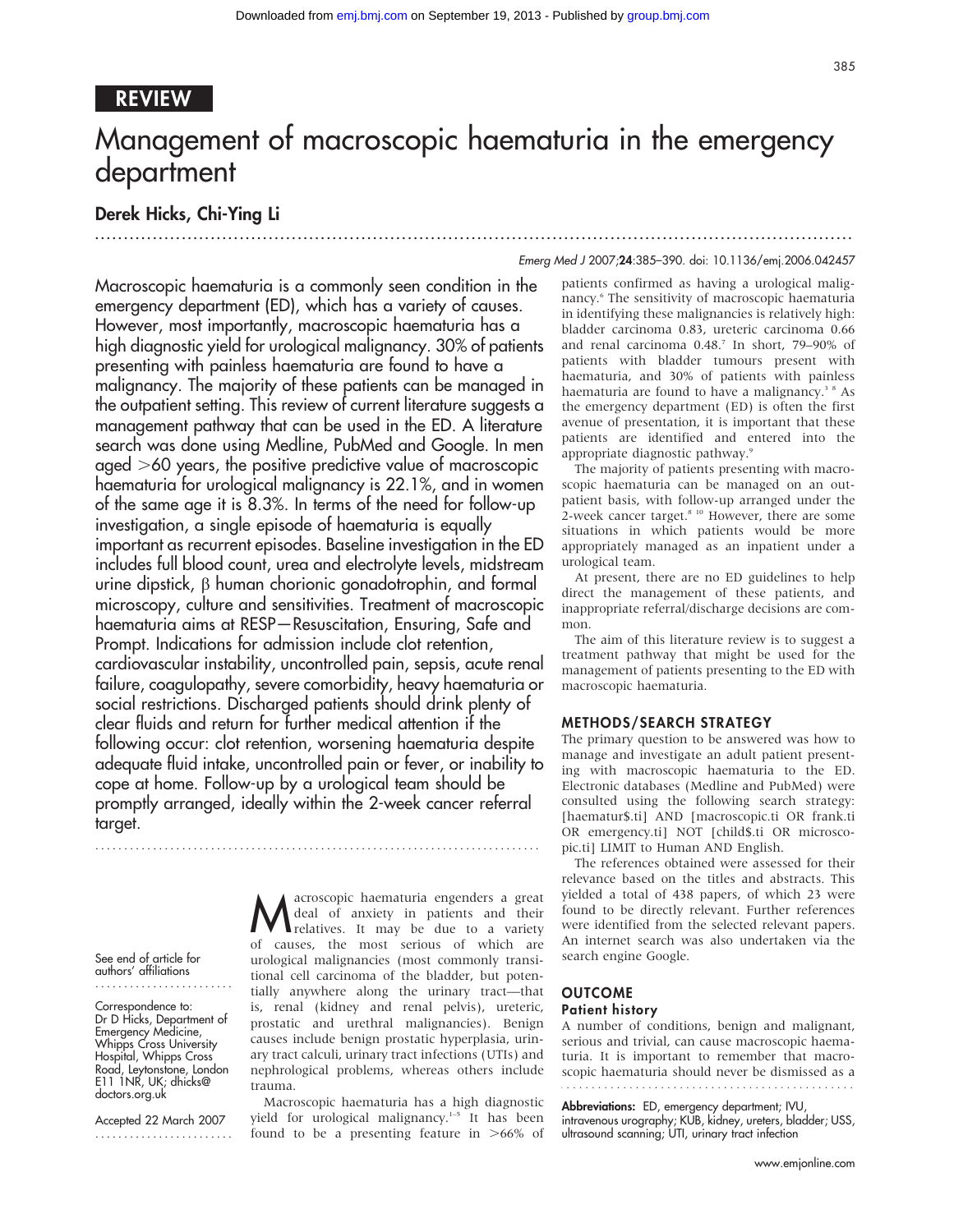REVIEW

# Management of macroscopic haematuria in the emergency department

**Derek Hicks, Chi-Ying Li**

*Emerg Med J* 2007;**24**:385–390. doi: 10.1136/emj.2006.042457

Macroscopic haematuria is a commonly seen condition in the emergency department (ED), which has a variety of causes. However, most importantly, macroscopic haematuria has a high diagnostic yield for urological malignancy. 30% of patients presenting with painless haematuria are found to have a malignancy. The majority of these patients can be managed in the outpatient setting. This review of current literature suggests a management pathway that can be used in the ED. A literature search was done using Medline, PubMed and Google. In men aged >60 years, the positive predictive value of macroscopic haematuria for urological malignancy is 22.1%, and in women of the same age it is 8.3%. In terms of the need for follow-up investigation, a single episode of haematuria is equally important as recurrent episodes. Baseline investigation in the ED includes full blood count, urea and electrolyte levels, midstream urine dipstick, β human chorionic gonadotrophin, and formal microscopy, culture and sensitivities. Treatment of macroscopic haematuria aims at RESP—Resuscitation, Ensuring, Safe and Prompt. Indications for admission include clot retention, cardiovascular instability, uncontrolled pain, sepsis, acute renal failure, coagulopathy, severe comorbidity, heavy haematuria or social restrictions. Discharged patients should drink plenty of clear fluids and return for further medical attention if the following occur: clot retention, worsening haematuria despite adequate fluid intake, uncontrolled pain or fever, or inability to cope at home. Follow-up by a urological team should be promptly arranged, ideally within the 2-week cancer referral target.

See end of article for authors' affiliations

Correspondence to: Dr D Hicks, Department of Emergency Medicine, Whipps Cross University Hospital, Whipps Cross Road, Leytonstone, London E11 1NR, UK; dhicks@doctors.org.uk

Accepted 22 March 2007

Macroscopic haematuria engenders a great deal of anxiety in patients and their relatives. It may be due to a variety of causes, the most serious of which are urological malignancies (most commonly transitional cell carcinoma of the bladder, but potentially anywhere along the urinary tract—that is, renal (kidney and renal pelvis), ureteric, prostatic and urethral malignancies). Benign causes include benign prostatic hyperplasia, urinary tract calculi, urinary tract infections (UTIs) and nephrological problems, whereas others include trauma.

Macroscopic haematuria has a high diagnostic yield for urological malignancy.[1–5] It has been found to be a presenting feature in >66% of patients confirmed as having a urological malignancy.[6] The sensitivity of macroscopic haematuria in identifying these malignancies is relatively high: bladder carcinoma 0.83, ureteric carcinoma 0.66 and renal carcinoma 0.48.[7] In short, 79–90% of patients with bladder tumours present with haematuria, and 30% of patients with painless haematuria are found to have a malignancy.[3 8] As the emergency department (ED) is often the first avenue of presentation, it is important that these patients are identified and entered into the appropriate diagnostic pathway.[9]

The majority of patients presenting with macroscopic haematuria can be managed on an outpatient basis, with follow-up arranged under the 2-week cancer target.[8 10] However, there are some situations in which patients would be more appropriately managed as an inpatient under a urological team.

At present, there are no ED guidelines to help direct the management of these patients, and inappropriate referral/discharge decisions are common.

The aim of this literature review is to suggest a treatment pathway that might be used for the management of patients presenting to the ED with macroscopic haematuria.

## METHODS/SEARCH STRATEGY

The primary question to be answered was how to manage and investigate an adult patient presenting with macroscopic haematuria to the ED. Electronic databases (Medline and PubMed) were consulted using the following search strategy: [haematur$.ti] AND [macroscopic.ti OR frank.ti OR emergency.ti] NOT [child$.ti OR microscopic.ti] LIMIT to Human AND English.

The references obtained were assessed for their relevance based on the titles and abstracts. This yielded a total of 438 papers, of which 23 were found to be directly relevant. Further references were identified from the selected relevant papers. An internet search was also undertaken via the search engine Google.

## OUTCOME

### Patient history

A number of conditions, benign and malignant, serious and trivial, can cause macroscopic haematuria. It is important to remember that macroscopic haematuria should never be dismissed as a

**Abbreviations:** ED, emergency department; IVU, intravenous urography; KUB, kidney, ureters, bladder; USS, ultrasound scanning; UTI, urinary tract infection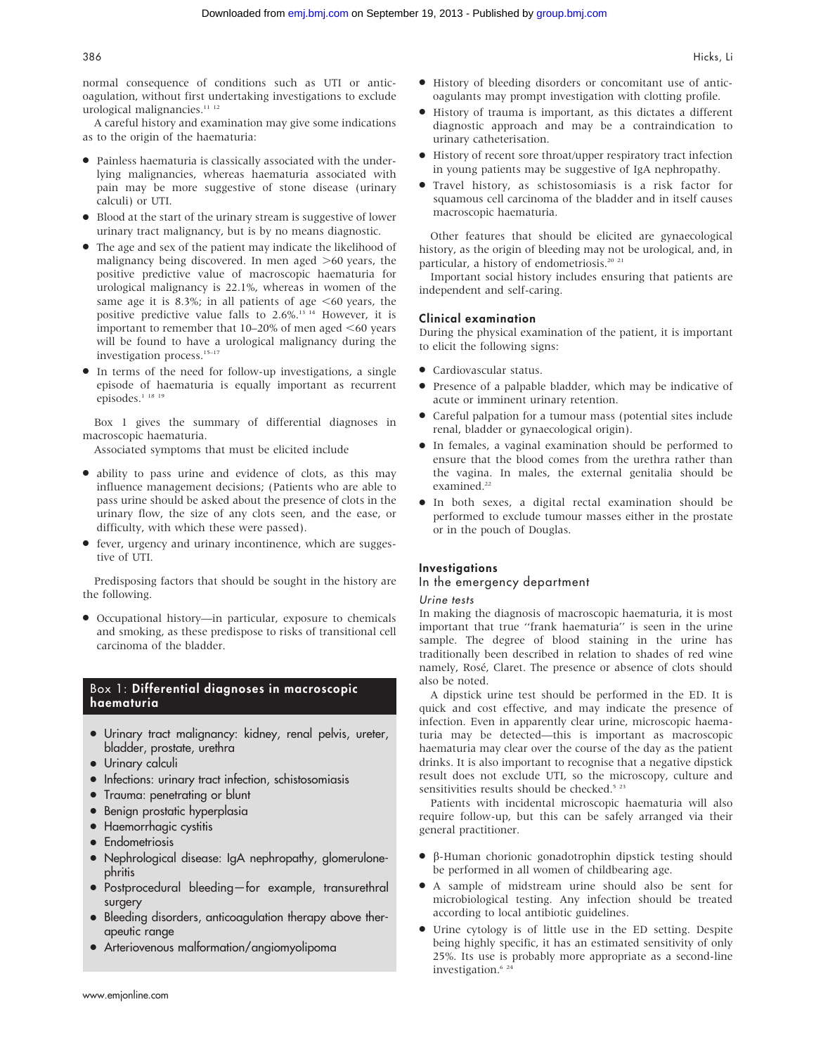normal consequence of conditions such as UTI or anticoagulation, without first undertaking investigations to exclude urological malignancies.[11 12]

A careful history and examination may give some indications as to the origin of the haematuria:

- Painless haematuria is classically associated with the underlying malignancies, whereas haematuria associated with pain may be more suggestive of stone disease (urinary calculi) or UTI.
- Blood at the start of the urinary stream is suggestive of lower urinary tract malignancy, but is by no means diagnostic.
- The age and sex of the patient may indicate the likelihood of malignancy being discovered. In men aged >60 years, the positive predictive value of macroscopic haematuria for urological malignancy is 22.1%, whereas in women of the same age it is 8.3%; in all patients of age <60 years, the positive predictive value falls to 2.6%.[13 14] However, it is important to remember that 10–20% of men aged <60 years will be found to have a urological malignancy during the investigation process.[15–17]
- In terms of the need for follow-up investigations, a single episode of haematuria is equally important as recurrent episodes.[1 18 19]

Box 1 gives the summary of differential diagnoses in macroscopic haematuria.

Associated symptoms that must be elicited include

- ability to pass urine and evidence of clots, as this may influence management decisions; (Patients who are able to pass urine should be asked about the presence of clots in the urinary flow, the size of any clots seen, and the ease, or difficulty, with which these were passed).
- fever, urgency and urinary incontinence, which are suggestive of UTI.

Predisposing factors that should be sought in the history are the following.

- Occupational history—in particular, exposure to chemicals and smoking, as these predispose to risks of transitional cell carcinoma of the bladder.

**Box 1: Differential diagnoses in macroscopic haematuria**

- Urinary tract malignancy: kidney, renal pelvis, ureter, bladder, prostate, urethra
- Urinary calculi
- Infections: urinary tract infection, schistosomiasis
- Trauma: penetrating or blunt
- Benign prostatic hyperplasia
- Haemorrhagic cystitis
- Endometriosis
- Nephrological disease: IgA nephropathy, glomerulonephritis
- Postprocedural bleeding—for example, transurethral surgery
- Bleeding disorders, anticoagulation therapy above therapeutic range
- Arteriovenous malformation/angiomyolipoma

- History of bleeding disorders or concomitant use of anticoagulants may prompt investigation with clotting profile.
- History of trauma is important, as this dictates a different diagnostic approach and may be a contraindication to urinary catheterisation.
- History of recent sore throat/upper respiratory tract infection in young patients may be suggestive of IgA nephropathy.
- Travel history, as schistosomiasis is a risk factor for squamous cell carcinoma of the bladder and in itself causes macroscopic haematuria.

Other features that should be elicited are gynaecological history, as the origin of bleeding may not be urological, and, in particular, a history of endometriosis.[20 21]

Important social history includes ensuring that patients are independent and self-caring.

### Clinical examination

During the physical examination of the patient, it is important to elicit the following signs:

- Cardiovascular status.
- Presence of a palpable bladder, which may be indicative of acute or imminent urinary retention.
- Careful palpation for a tumour mass (potential sites include renal, bladder or gynaecological origin).
- In females, a vaginal examination should be performed to ensure that the blood comes from the urethra rather than the vagina. In males, the external genitalia should be examined.[22]
- In both sexes, a digital rectal examination should be performed to exclude tumour masses either in the prostate or in the pouch of Douglas.

## Investigations

### In the emergency department

*Urine tests*

In making the diagnosis of macroscopic haematuria, it is most important that true "frank haematuria" is seen in the urine sample. The degree of blood staining in the urine has traditionally been described in relation to shades of red wine namely, Rosé, Claret. The presence or absence of clots should also be noted.

A dipstick urine test should be performed in the ED. It is quick and cost effective, and may indicate the presence of infection. Even in apparently clear urine, microscopic haematuria may be detected—this is important as macroscopic haematuria may clear over the course of the day as the patient drinks. It is also important to recognise that a negative dipstick result does not exclude UTI, so the microscopy, culture and sensitivities results should be checked.[5 23]

Patients with incidental microscopic haematuria will also require follow-up, but this can be safely arranged via their general practitioner.

- β-Human chorionic gonadotrophin dipstick testing should be performed in all women of childbearing age.
- A sample of midstream urine should also be sent for microbiological testing. Any infection should be treated according to local antibiotic guidelines.
- Urine cytology is of little use in the ED setting. Despite being highly specific, it has an estimated sensitivity of only 25%. Its use is probably more appropriate as a second-line investigation.[6 24]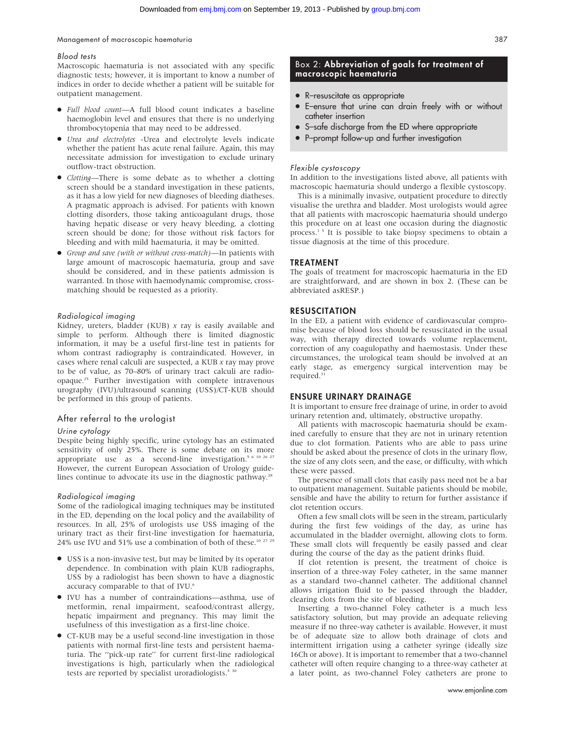### Blood tests

Macroscopic haematuria is not associated with any specific diagnostic tests; however, it is important to know a number of indices in order to decide whether a patient will be suitable for outpatient management.

- *Full blood count*—A full blood count indicates a baseline haemoglobin level and ensures that there is no underlying thrombocytopenia that may need to be addressed.
- *Urea and electrolytes* -Urea and electrolyte levels indicate whether the patient has acute renal failure. Again, this may necessitate admission for investigation to exclude urinary outflow-tract obstruction.
- *Clotting*—There is some debate as to whether a clotting screen should be a standard investigation in these patients, as it has a low yield for new diagnoses of bleeding diatheses. A pragmatic approach is advised. For patients with known clotting disorders, those taking anticoagulant drugs, those having hepatic disease or very heavy bleeding, a clotting screen should be done; for those without risk factors for bleeding and with mild haematuria, it may be omitted.
- *Group and save (with or without cross-match)*—In patients with large amount of macroscopic haematuria, group and save should be considered, and in these patients admission is warranted. In those with haemodynamic compromise, cross-matching should be requested as a priority.

### Radiological imaging

Kidney, ureters, bladder (KUB) *x* ray is easily available and simple to perform. Although there is limited diagnostic information, it may be a useful first-line test in patients for whom contrast radiography is contraindicated. However, in cases where renal calculi are suspected, a KUB *x* ray may prove to be of value, as 70–80% of urinary tract calculi are radio-opaque.[25] Further investigation with complete intravenous urography (IVU)/ultrasound scanning (USS)/CT-KUB should be performed in this group of patients.

## After referral to the urologist

### Urine cytology

Despite being highly specific, urine cytology has an estimated sensitivity of only 25%. There is some debate on its more appropriate use as a second-line investigation.[5 6 10 26 27] However, the current European Association of Urology guidelines continue to advocate its use in the diagnostic pathway.[28]

### Radiological imaging

Some of the radiological imaging techniques may be instituted in the ED, depending on the local policy and the availability of resources. In all, 25% of urologists use USS imaging of the urinary tract as their first-line investigation for haematuria, 24% use IVU and 51% use a combination of both of these.[10 27 29]

- USS is a non-invasive test, but may be limited by its operator dependence. In combination with plain KUB radiographs, USS by a radiologist has been shown to have a diagnostic accuracy comparable to that of IVU.[6]
- IVU has a number of contraindications—asthma, use of metformin, renal impairment, seafood/contrast allergy, hepatic impairment and pregnancy. This may limit the usefulness of this investigation as a first-line choice.
- CT-KUB may be a useful second-line investigation in those patients with normal first-line tests and persistent haematuria. The "pick-up rate" for current first-line radiological investigations is high, particularly when the radiological tests are reported by specialist uroradiologists.[5 30]

**Box 2: Abbreviation of goals for treatment of macroscopic haematuria**

- R–resuscitate as appropriate
- E–ensure that urine can drain freely with or without catheter insertion
- S–safe discharge from the ED where appropriate
- P–prompt follow-up and further investigation

### Flexible cystoscopy

In addition to the investigations listed above, all patients with macroscopic haematuria should undergo a flexible cystoscopy.

This is a minimally invasive, outpatient procedure to directly visualise the urethra and bladder. Most urologists would agree that all patients with macroscopic haematuria should undergo this procedure on at least one occasion during the diagnostic process.[1 5] It is possible to take biopsy specimens to obtain a tissue diagnosis at the time of this procedure.

## TREATMENT

The goals of treatment for macroscopic haematuria in the ED are straightforward, and are shown in box 2. (These can be abbreviated asRESP.)

## RESUSCITATION

In the ED, a patient with evidence of cardiovascular compromise because of blood loss should be resuscitated in the usual way, with therapy directed towards volume replacement, correction of any coagulopathy and haemostasis. Under these circumstances, the urological team should be involved at an early stage, as emergency surgical intervention may be required.[31]

## ENSURE URINARY DRAINAGE

It is important to ensure free drainage of urine, in order to avoid urinary retention and, ultimately, obstructive uropathy.

All patients with macroscopic haematuria should be examined carefully to ensure that they are not in urinary retention due to clot formation. Patients who are able to pass urine should be asked about the presence of clots in the urinary flow, the size of any clots seen, and the ease, or difficulty, with which these were passed.

The presence of small clots that easily pass need not be a bar to outpatient management. Suitable patients should be mobile, sensible and have the ability to return for further assistance if clot retention occurs.

Often a few small clots will be seen in the stream, particularly during the first few voidings of the day, as urine has accumulated in the bladder overnight, allowing clots to form. These small clots will frequently be easily passed and clear during the course of the day as the patient drinks fluid.

If clot retention is present, the treatment of choice is insertion of a three-way Foley catheter, in the same manner as a standard two-channel catheter. The additional channel allows irrigation fluid to be passed through the bladder, clearing clots from the site of bleeding.

Inserting a two-channel Foley catheter is a much less satisfactory solution, but may provide an adequate relieving measure if no three-way catheter is available. However, it must be of adequate size to allow both drainage of clots and intermittent irrigation using a catheter syringe (ideally size 16Ch or above). It is important to remember that a two-channel catheter will often require changing to a three-way catheter at a later point, as two-channel Foley catheters are prone to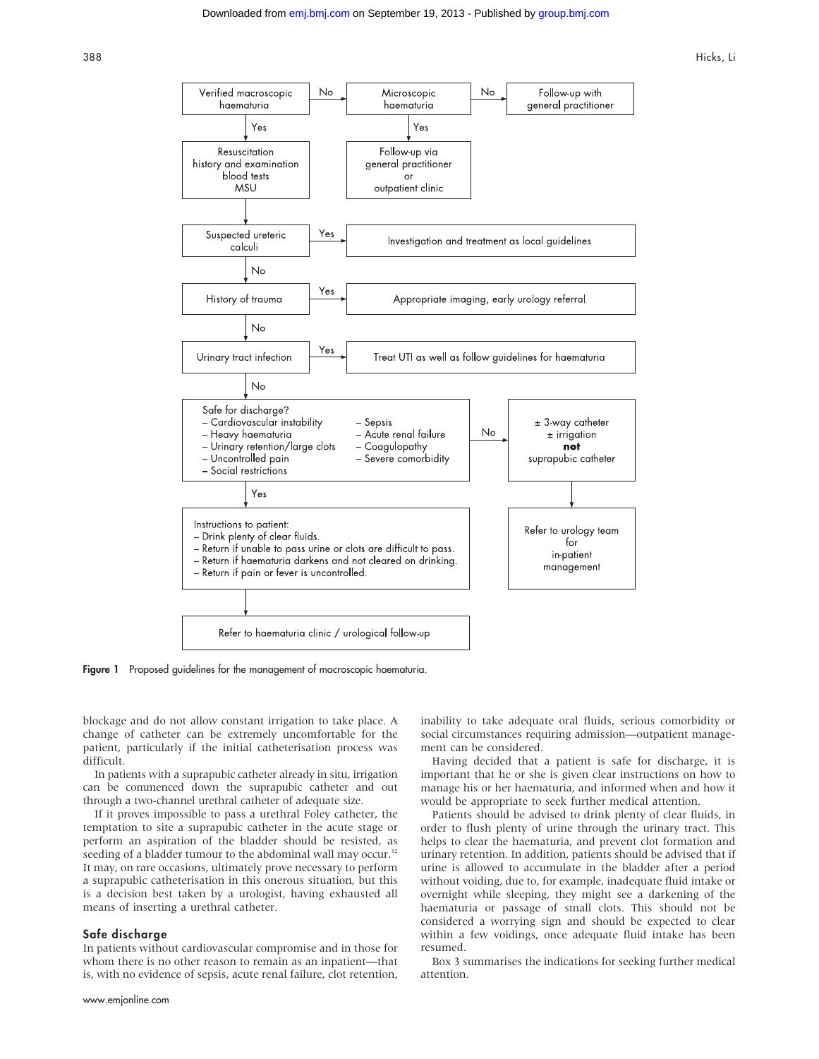- Verified macroscopic haematuria
  - No → Microscopic haematuria
    - No → Follow-up with general practitioner
    - Yes → Follow-up via general practitioner or outpatient clinic
  - Yes → Resuscitation, history and examination, blood tests, MSU
- Suspected ureteric calculi
  - Yes → Investigation and treatment as local guidelines
  - No → History of trauma
- History of trauma
  - Yes → Appropriate imaging, early urology referral
  - No → Urinary tract infection
- Urinary tract infection
  - Yes → Treat UTI as well as follow guidelines for haematuria
  - No → Safe for discharge?
- Safe for discharge?
  - Cardiovascular instability
  - Heavy haematuria
  - Urinary retention/large clots
  - Uncontrolled pain
  - Social restrictions
  - Sepsis
  - Acute renal failure
  - Coagulopathy
  - Severe comorbidity
  - No → ± 3-way catheter, ± irrigation, **not** suprapubic catheter → Refer to urology team for in-patient management
  - Yes → Instructions to patient:
    - Drink plenty of clear fluids.
    - Return if unable to pass urine or clots are difficult to pass.
    - Return if haematuria darkens and not cleared on drinking.
    - Return if pain or fever is uncontrolled.
    - → Refer to haematuria clinic / urological follow-up

**Figure 1** Proposed guidelines for the management of macroscopic haematuria.

blockage and do not allow constant irrigation to take place. A change of catheter can be extremely uncomfortable for the patient, particularly if the initial catheterisation process was difficult.

In patients with a suprapubic catheter already in situ, irrigation can be commenced down the suprapubic catheter and out through a two-channel urethral catheter of adequate size.

If it proves impossible to pass a urethral Foley catheter, the temptation to site a suprapubic catheter in the acute stage or perform an aspiration of the bladder should be resisted, as seeding of a bladder tumour to the abdominal wall may occur.[32] It may, on rare occasions, ultimately prove necessary to perform a suprapubic catheterisation in this onerous situation, but this is a decision best taken by a urologist, having exhausted all means of inserting a urethral catheter.

## Safe discharge

In patients without cardiovascular compromise and in those for whom there is no other reason to remain as an inpatient—that is, with no evidence of sepsis, acute renal failure, clot retention, inability to take adequate oral fluids, serious comorbidity or social circumstances requiring admission—outpatient management can be considered.

Having decided that a patient is safe for discharge, it is important that he or she is given clear instructions on how to manage his or her haematuria, and informed when and how it would be appropriate to seek further medical attention.

Patients should be advised to drink plenty of clear fluids, in order to flush plenty of urine through the urinary tract. This helps to clear the haematuria, and prevent clot formation and urinary retention. In addition, patients should be advised that if urine is allowed to accumulate in the bladder after a period without voiding, due to, for example, inadequate fluid intake or overnight while sleeping, they might see a darkening of the haematuria or passage of small clots. This should not be considered a worrying sign and should be expected to clear within a few voidings, once adequate fluid intake has been resumed.

Box 3 summarises the indications for seeking further medical attention.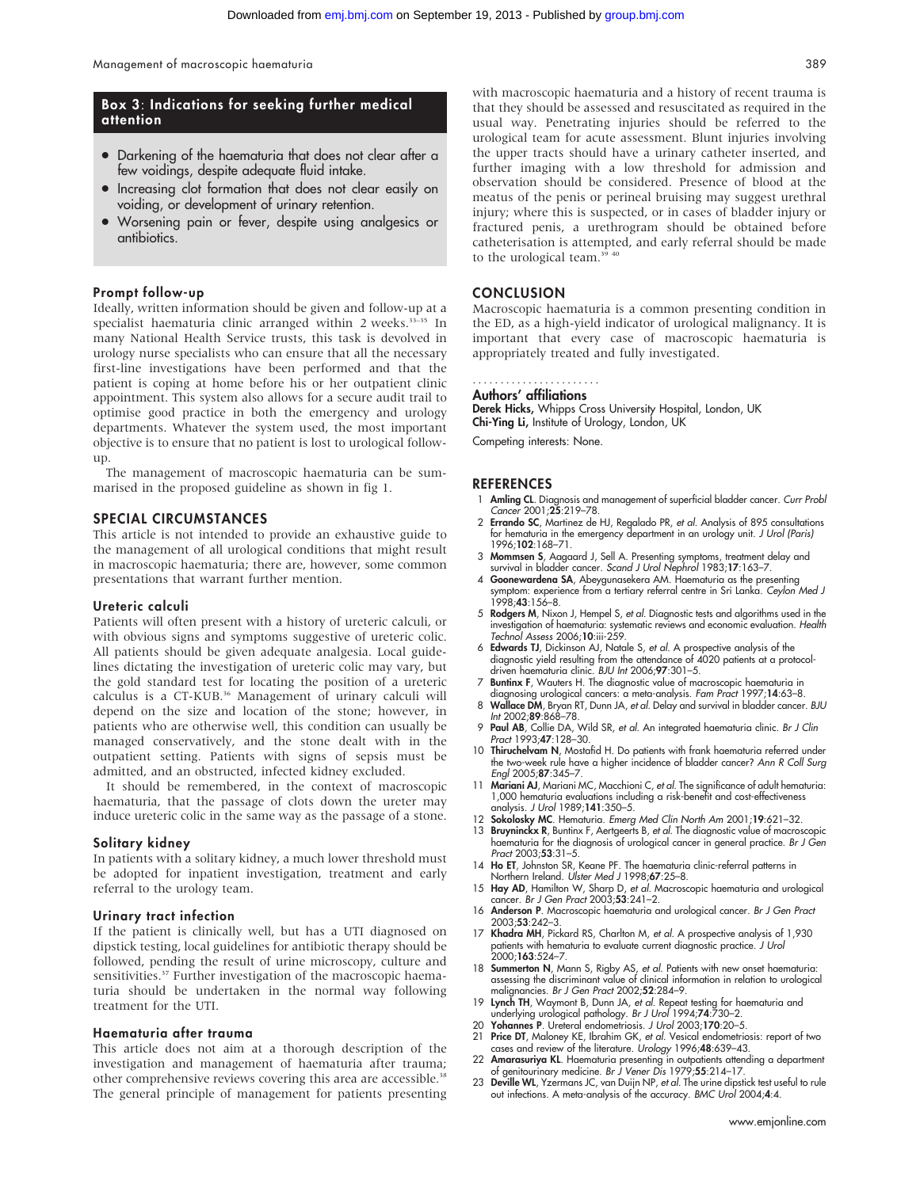### Box 3: Indications for seeking further medical attention

- Darkening of the haematuria that does not clear after a few voidings, despite adequate fluid intake.
- Increasing clot formation that does not clear easily on voiding, or development of urinary retention.
- Worsening pain or fever, despite using analgesics or antibiotics.

### Prompt follow-up

Ideally, written information should be given and follow-up at a specialist haematuria clinic arranged within 2 weeks.[33–35] In many National Health Service trusts, this task is devolved in urology nurse specialists who can ensure that all the necessary first-line investigations have been performed and that the patient is coping at home before his or her outpatient clinic appointment. This system also allows for a secure audit trail to optimise good practice in both the emergency and urology departments. Whatever the system used, the most important objective is to ensure that no patient is lost to urological follow-up.

The management of macroscopic haematuria can be summarised in the proposed guideline as shown in fig 1.

## SPECIAL CIRCUMSTANCES

This article is not intended to provide an exhaustive guide to the management of all urological conditions that might result in macroscopic haematuria; there are, however, some common presentations that warrant further mention.

### Ureteric calculi

Patients will often present with a history of ureteric calculi, or with obvious signs and symptoms suggestive of ureteric colic. All patients should be given adequate analgesia. Local guidelines dictating the investigation of ureteric colic may vary, but the gold standard test for locating the position of a ureteric calculus is a CT-KUB.[36] Management of urinary calculi will depend on the size and location of the stone; however, in patients who are otherwise well, this condition can usually be managed conservatively, and the stone dealt with in the outpatient setting. Patients with signs of sepsis must be admitted, and an obstructed, infected kidney excluded.

It should be remembered, in the context of macroscopic haematuria, that the passage of clots down the ureter may induce ureteric colic in the same way as the passage of a stone.

### Solitary kidney

In patients with a solitary kidney, a much lower threshold must be adopted for inpatient investigation, treatment and early referral to the urology team.

### Urinary tract infection

If the patient is clinically well, but has a UTI diagnosed on dipstick testing, local guidelines for antibiotic therapy should be followed, pending the result of urine microscopy, culture and sensitivities.[37] Further investigation of the macroscopic haematuria should be undertaken in the normal way following treatment for the UTI.

### Haematuria after trauma

This article does not aim at a thorough description of the investigation and management of haematuria after trauma; other comprehensive reviews covering this area are accessible.[38] The general principle of management for patients presenting with macroscopic haematuria and a history of recent trauma is that they should be assessed and resuscitated as required in the usual way. Penetrating injuries should be referred to the urological team for acute assessment. Blunt injuries involving the upper tracts should have a urinary catheter inserted, and further imaging with a low threshold for admission and observation should be considered. Presence of blood at the meatus of the penis or perineal bruising may suggest urethral injury; where this is suspected, or in cases of bladder injury or fractured penis, a urethrogram should be obtained before catheterisation is attempted, and early referral should be made to the urological team.[39 40]

## CONCLUSION

Macroscopic haematuria is a common presenting condition in the ED, as a high-yield indicator of urological malignancy. It is important that every case of macroscopic haematuria is appropriately treated and fully investigated.

### Authors' affiliations

**Derek Hicks,** Whipps Cross University Hospital, London, UK
**Chi-Ying Li,** Institute of Urology, London, UK

Competing interests: None.

## REFERENCES

1. **Amling CL**. Diagnosis and management of superficial bladder cancer. *Curr Probl Cancer* 2001;**25**:219–78.
2. **Errando SC**, Martinez de HJ, Regalado PR, *et al*. Analysis of 895 consultations for hematuria in the emergency department in an urology unit. *J Urol (Paris)* 1996;**102**:168–71.
3. **Mommsen S**, Aagaard J, Sell A. Presenting symptoms, treatment delay and survival in bladder cancer. *Scand J Urol Nephrol* 1983;**17**:163–7.
4. **Goonewardena SA**, Abeygunasekera AM. Haematuria as the presenting symptom: experience from a tertiary referral centre in Sri Lanka. *Ceylon Med J* 1998;**43**:156–8.
5. **Rodgers M**, Nixon J, Hempel S, *et al*. Diagnostic tests and algorithms used in the investigation of haematuria: systematic reviews and economic evaluation. *Health Technol Assess* 2006;**10**:iii-259.
6. **Edwards TJ**, Dickinson AJ, Natale S, *et al*. A prospective analysis of the diagnostic yield resulting from the attendance of 4020 patients at a protocol-driven haematuria clinic. *BJU Int* 2006;**97**:301–5.
7. **Buntinx F**, Wauters H. The diagnostic value of macroscopic haematuria in diagnosing urological cancers: a meta-analysis. *Fam Pract* 1997;**14**:63–8.
8. **Wallace DM**, Bryan RT, Dunn JA, *et al*. Delay and survival in bladder cancer. *BJU Int* 2002;**89**:868–78.
9. **Paul AB**, Collie DA, Wild SR, *et al*. An integrated haematuria clinic. *Br J Clin Pract* 1993;**47**:128–30.
10. **Thiruchelvam N**, Mostafid H. Do patients with frank haematuria referred under the two-week rule have a higher incidence of bladder cancer? *Ann R Coll Surg Engl* 2005;**87**:345–7.
11. **Mariani AJ**, Mariani MC, Macchioni C, *et al*. The significance of adult hematuria: 1,000 hematuria evaluations including a risk-benefit and cost-effectiveness analysis. *J Urol* 1989;**141**:350–5.
12. **Sokolosky MC**. Hematuria. *Emerg Med Clin North Am* 2001;**19**:621–32.
13. **Bruyninckx R**, Buntinx F, Aertgeerts B, *et al*. The diagnostic value of macroscopic haematuria for the diagnosis of urological cancer in general practice. *Br J Gen Pract* 2003;**53**:31–5.
14. **Ho ET**, Johnston SR, Keane PF. The haematuria clinic-referral patterns in Northern Ireland. *Ulster Med J* 1998;**67**:25–8.
15. **Hay AD**, Hamilton W, Sharp D, *et al*. Macroscopic haematuria and urological cancer. *Br J Gen Pract* 2003;**53**:241–2.
16. **Anderson P**. Macroscopic haematuria and urological cancer. *Br J Gen Pract* 2003;**53**:242–3.
17. **Khadra MH**, Pickard RS, Charlton M, *et al*. A prospective analysis of 1,930 patients with hematuria to evaluate current diagnostic practice. *J Urol* 2000;**163**:524–7.
18. **Summerton N**, Mann S, Rigby AS, *et al*. Patients with new onset haematuria: assessing the discriminant value of clinical information in relation to urological malignancies. *Br J Gen Pract* 2002;**52**:284–9.
19. **Lynch TH**, Waymont B, Dunn JA, *et al*. Repeat testing for haematuria and underlying urological pathology. *Br J Urol* 1994;**74**:730–2.
20. **Yohannes P**. Ureteral endometriosis. *J Urol* 2003;**170**:20–5.
21. **Price DT**, Maloney KE, Ibrahim GK, *et al*. Vesical endometriosis: report of two cases and review of the literature. *Urology* 1996;**48**:639–43.
22. **Amarasuriya KL**. Haematuria presenting in outpatients attending a department of genitourinary medicine. *Br J Vener Dis* 1979;**55**:214–17.
23. **Deville WL**, Yzermans JC, van Duijn NP, *et al*. The urine dipstick test useful to rule out infections. A meta-analysis of the accuracy. *BMC Urol* 2004;**4**:4.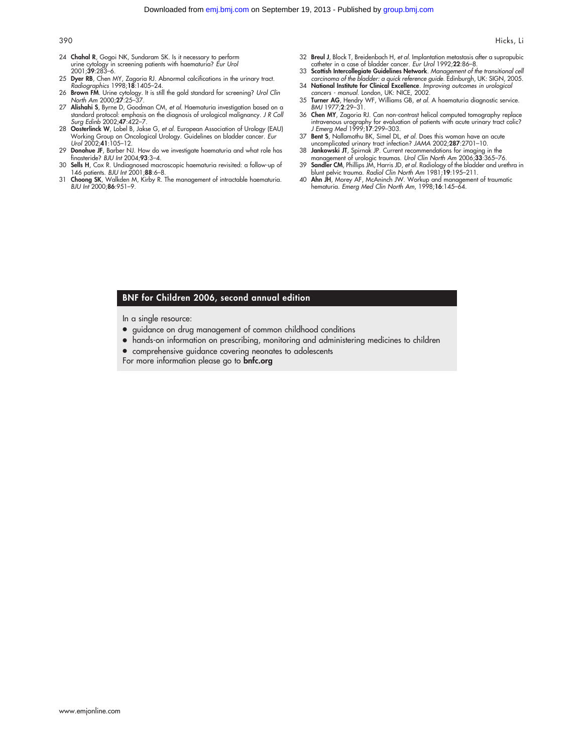24 **Chahal R**, Gogoi NK, Sundaram SK. Is it necessary to perform urine cytology in screening patients with haematuria? *Eur Urol* 2001;**39**:283–6.
25 **Dyer RB**, Chen MY, Zagoria RJ. Abnormal calcifications in the urinary tract. *Radiographics* 1998;**18**:1405–24.
26 **Brown FM**. Urine cytology. It is still the gold standard for screening? *Urol Clin North Am* 2000;**27**:25–37.
27 **Alishahi S**, Byrne D, Goodman CM, *et al*. Haematuria investigation based on a standard protocol: emphasis on the diagnosis of urological malignancy. *J R Coll Surg Edinb* 2002;**47**:422–7.
28 **Oosterlinck W**, Lobel B, Jakse G, *et al*. European Association of Urology (EAU) Working Group on Oncological Urology. Guidelines on bladder cancer. *Eur Urol* 2002;**41**:105–12.
29 **Donohue JF**, Barber NJ. How do we investigate haematuria and what role has finasteride? *BJU Int* 2004;**93**:3–4.
30 **Sells H**, Cox R. Undiagnosed macroscopic haematuria revisited: a follow-up of 146 patients. *BJU Int* 2001;**88**:6–8.
31 **Choong SK**, Walkden M, Kirby R. The management of intractable haematuria. *BJU Int* 2000;**86**:951–9.
32 **Breul J**, Block T, Breidenbach H, *et al*. Implantation metastasis after a suprapubic catheter in a case of bladder cancer. *Eur Urol* 1992;**22**:86–8.
33 **Scottish Intercollegiate Guidelines Network**. *Management of the transitional cell carcinoma of the bladder: a quick reference guide*. Edinburgh, UK: SIGN, 2005.
34 **National Institute for Clinical Excellence**. *Improving outcomes in urological cancers - manual*. London, UK: NICE, 2002.
35 **Turner AG**, Hendry WF, Williams GB, *et al*. A haematuria diagnostic service. *BMJ* 1977;**2**:29–31.
36 **Chen MY**, Zagoria RJ. Can non-contrast helical computed tomography replace intravenous urography for evaluation of patients with acute urinary tract colic? *J Emerg Med* 1999;**17**:299–303.
37 **Bent S**, Nallamothu BK, Simel DL, *et al*. Does this woman have an acute uncomplicated urinary tract infection? *JAMA* 2002;**287**:2701–10.
38 **Jankowski JT**, Spirnak JP. Current recommendations for imaging in the management of urologic traumas. *Urol Clin North Am* 2006;**33**:365–76.
39 **Sandler CM**, Phillips JM, Harris JD, *et al*. Radiology of the bladder and urethra in blunt pelvic trauma. *Radiol Clin North Am* 1981;**19**:195–211.
40 **Ahn JH**, Morey AF, McAninch JW. Workup and management of traumatic hematuria. *Emerg Med Clin North Am*, 1998;**16**:145–64.

## BNF for Children 2006, second annual edition

In a single resource:

- guidance on drug management of common childhood conditions
- hands-on information on prescribing, monitoring and administering medicines to children
- comprehensive guidance covering neonates to adolescents

For more information please go to **bnfc.org**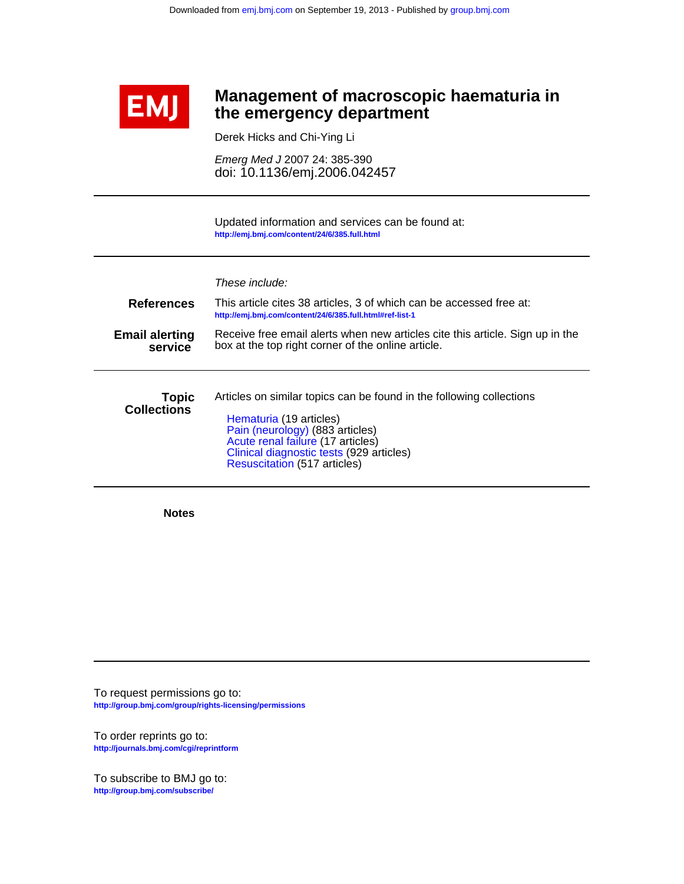Downloaded from emj.bmj.com on September 19, 2013 - Published by group.bmj.com

EMJ

# Management of macroscopic haematuria in the emergency department

Derek Hicks and Chi-Ying Li

*Emerg Med J* 2007 24: 385-390
doi: 10.1136/emj.2006.042457

Updated information and services can be found at:
http://emj.bmj.com/content/24/6/385.full.html

*These include:*

**References**

This article cites 38 articles, 3 of which can be accessed free at:
http://emj.bmj.com/content/24/6/385.full.html#ref-list-1

**Email alerting service**

Receive free email alerts when new articles cite this article. Sign up in the box at the top right corner of the online article.

**Topic Collections**

Articles on similar topics can be found in the following collections

- Hematuria (19 articles)
- Pain (neurology) (883 articles)
- Acute renal failure (17 articles)
- Clinical diagnostic tests (929 articles)
- Resuscitation (517 articles)

**Notes**

To request permissions go to:
http://group.bmj.com/group/rights-licensing/permissions

To order reprints go to:
http://journals.bmj.com/cgi/reprintform

To subscribe to BMJ go to:
http://group.bmj.com/subscribe/